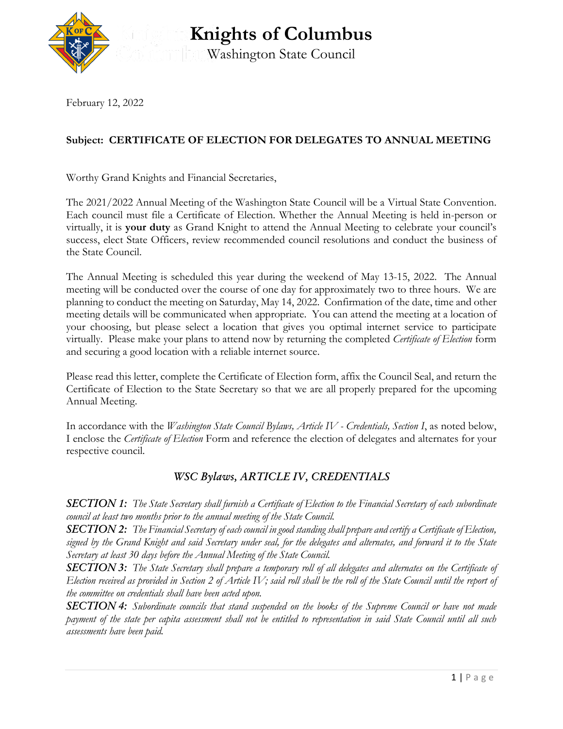# Knights of Columbus

Washington State Council

February 12, 2022

**Subject: CERTIFICATE OF ELECTION FOR DELEGATES TO ANNUAL MEETING**

Worthy Grand Knights and Financial Secretaries,

The 2021/2022 Annual Meeting of the Washington State Council will be a Virtual State Convention. Each council must file a Certificate of Election. Whether the Annual Meeting is held in-person or virtually, it is **your duty** as Grand Knight to attend the Annual Meeting to celebrate your council's success, elect State Officers, review recommended council resolutions and conduct the business of the State Council.

The Annual Meeting is scheduled this year during the weekend of May 13-15, 2022. The Annual meeting will be conducted over the course of one day for approximately two to three hours. We are planning to conduct the meeting on Saturday, May 14, 2022. Confirmation of the date, time and other meeting details will be communicated when appropriate. You can attend the meeting at a location of your choosing, but please select a location that gives you optimal internet service to participate virtually. Please make your plans to attend now by returning the completed *Certificate of Election* form and securing a good location with a reliable internet source.

Please read this letter, complete the Certificate of Election form, affix the Council Seal, and return the Certificate of Election to the State Secretary so that we are all properly prepared for the upcoming Annual Meeting.

In accordance with the *Washington State Council Bylaws, Article IV - Credentials, Section I*, as noted below, I enclose the *Certificate of Election* Form and reference the election of delegates and alternates for your respective council.

## *WSC Bylaws, ARTICLE IV, CREDENTIALS*

***SECTION 1:*** *The State Secretary shall furnish a Certificate of Election to the Financial Secretary of each subordinate council at least two months prior to the annual meeting of the State Council.*

***SECTION 2:*** *The Financial Secretary of each council in good standing shall prepare and certify a Certificate of Election, signed by the Grand Knight and said Secretary under seal, for the delegates and alternates, and forward it to the State Secretary at least 30 days before the Annual Meeting of the State Council.*

***SECTION 3:*** *The State Secretary shall prepare a temporary roll of all delegates and alternates on the Certificate of Election received as provided in Section 2 of Article IV; said roll shall be the roll of the State Council until the report of the committee on credentials shall have been acted upon.*

***SECTION 4:*** *Subordinate councils that stand suspended on the books of the Supreme Council or have not made payment of the state per capita assessment shall not be entitled to representation in said State Council until all such assessments have been paid.*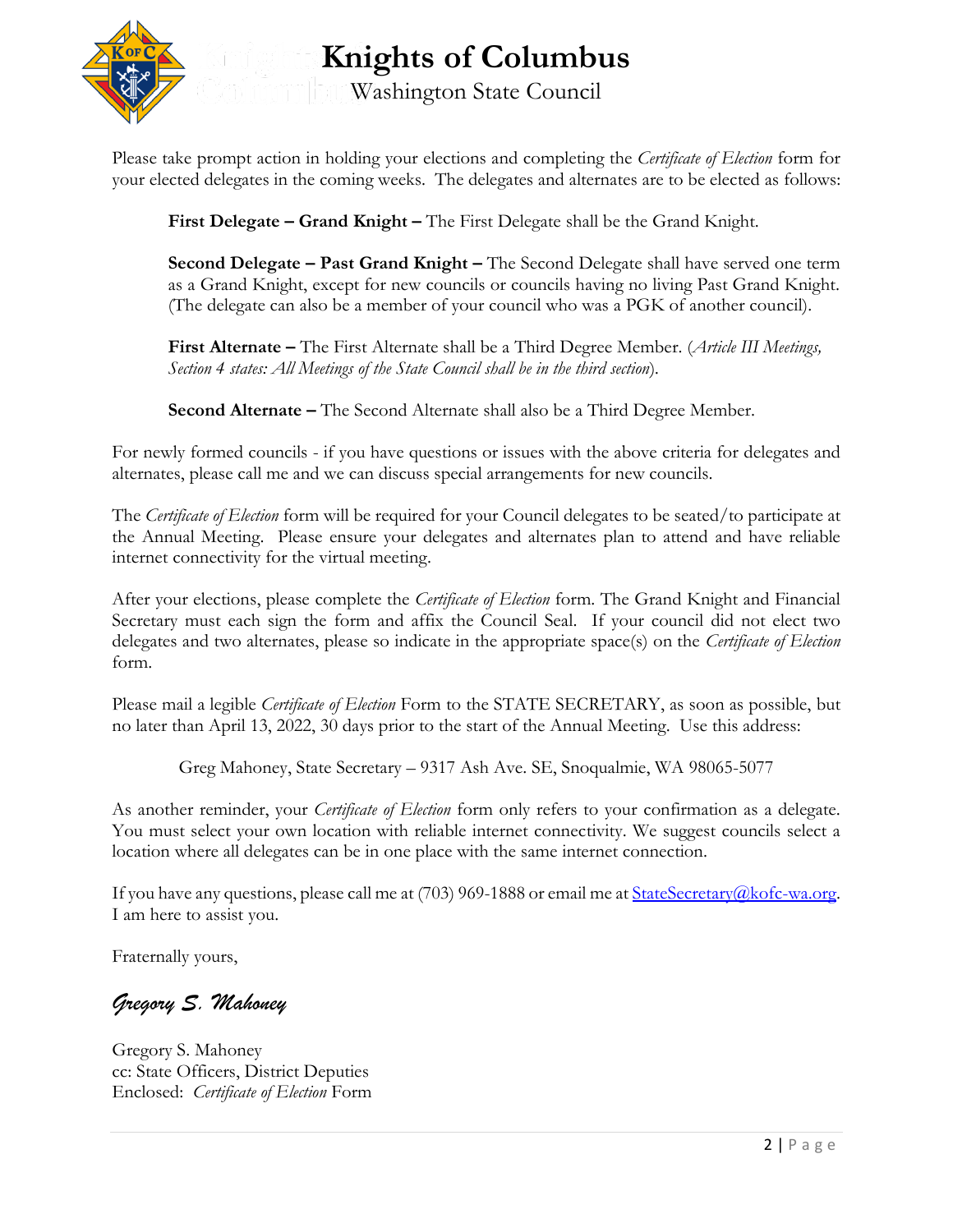# Knights of Columbus

Washington State Council

Please take prompt action in holding your elections and completing the *Certificate of Election* form for your elected delegates in the coming weeks. The delegates and alternates are to be elected as follows:

**First Delegate – Grand Knight –** The First Delegate shall be the Grand Knight.

**Second Delegate – Past Grand Knight –** The Second Delegate shall have served one term as a Grand Knight, except for new councils or councils having no living Past Grand Knight. (The delegate can also be a member of your council who was a PGK of another council).

**First Alternate –** The First Alternate shall be a Third Degree Member. (*Article III Meetings, Section 4 states: All Meetings of the State Council shall be in the third section*).

**Second Alternate –** The Second Alternate shall also be a Third Degree Member.

For newly formed councils - if you have questions or issues with the above criteria for delegates and alternates, please call me and we can discuss special arrangements for new councils.

The *Certificate of Election* form will be required for your Council delegates to be seated/to participate at the Annual Meeting. Please ensure your delegates and alternates plan to attend and have reliable internet connectivity for the virtual meeting.

After your elections, please complete the *Certificate of Election* form. The Grand Knight and Financial Secretary must each sign the form and affix the Council Seal. If your council did not elect two delegates and two alternates, please so indicate in the appropriate space(s) on the *Certificate of Election* form.

Please mail a legible *Certificate of Election* Form to the STATE SECRETARY, as soon as possible, but no later than April 13, 2022, 30 days prior to the start of the Annual Meeting. Use this address:

Greg Mahoney, State Secretary – 9317 Ash Ave. SE, Snoqualmie, WA 98065-5077

As another reminder, your *Certificate of Election* form only refers to your confirmation as a delegate. You must select your own location with reliable internet connectivity. We suggest councils select a location where all delegates can be in one place with the same internet connection.

If you have any questions, please call me at (703) 969-1888 or email me at StateSecretary@kofc-wa.org. I am here to assist you.

Fraternally yours,

*Gregory S. Mahoney*

Gregory S. Mahoney
cc: State Officers, District Deputies
Enclosed: *Certificate of Election* Form